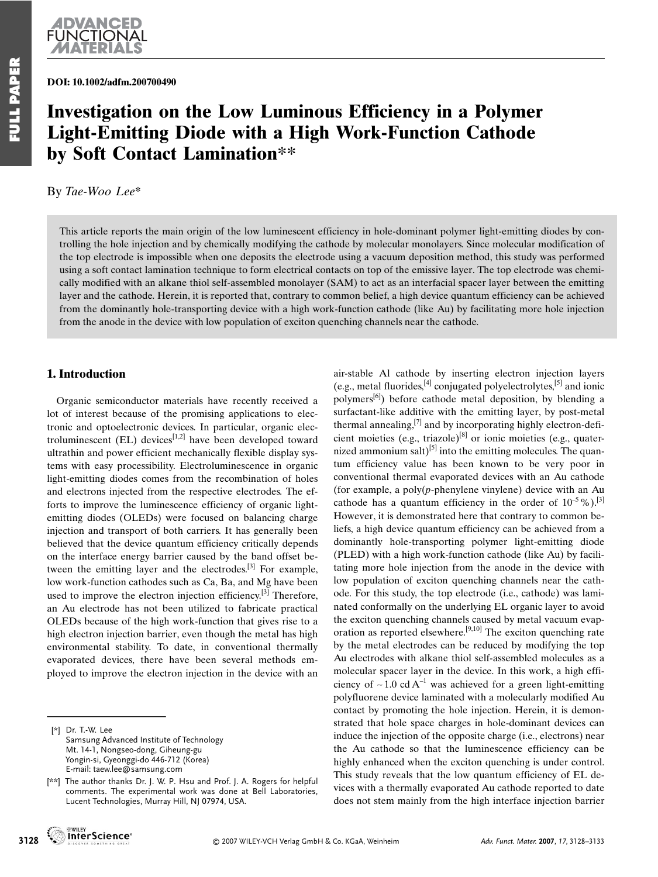DOI: 10.1002/adfm.200700490

# Investigation on the Low Luminous Efficiency in a Polymer Light-Emitting Diode with a High Work-Function Cathode by Soft Contact Lamination**

By *Tae-Woo Lee**

This article reports the main origin of the low luminescent efficiency in hole-dominant polymer light-emitting diodes by controlling the hole injection and by chemically modifying the cathode by molecular monolayers. Since molecular modification of the top electrode is impossible when one deposits the electrode using a vacuum deposition method, this study was performed using a soft contact lamination technique to form electrical contacts on top of the emissive layer. The top electrode was chemically modified with an alkane thiol self-assembled monolayer (SAM) to act as an interfacial spacer layer between the emitting layer and the cathode. Herein, it is reported that, contrary to common belief, a high device quantum efficiency can be achieved from the dominantly hole-transporting device with a high work-function cathode (like Au) by facilitating more hole injection from the anode in the device with low population of exciton quenching channels near the cathode.

## 1. Introduction

Organic semiconductor materials have recently received a lot of interest because of the promising applications to electronic and optoelectronic devices. In particular, organic electroluminescent (EL) devices[1,2] have been developed toward ultrathin and power efficient mechanically flexible display systems with easy processibility. Electroluminescence in organic light-emitting diodes comes from the recombination of holes and electrons injected from the respective electrodes. The efforts to improve the luminescence efficiency of organic light-emitting diodes (OLEDs) were focused on balancing charge injection and transport of both carriers. It has generally been believed that the device quantum efficiency critically depends on the interface energy barrier caused by the band offset between the emitting layer and the electrodes.[3] For example, low work-function cathodes such as Ca, Ba, and Mg have been used to improve the electron injection efficiency.[3] Therefore, an Au electrode has not been utilized to fabricate practical OLEDs because of the high work-function that gives rise to a high electron injection barrier, even though the metal has high environmental stability. To date, in conventional thermally evaporated devices, there have been several methods employed to improve the electron injection in the device with an air-stable Al cathode by inserting electron injection layers (e.g., metal fluorides,[4] conjugated polyelectrolytes,[5] and ionic polymers[6]) before cathode metal deposition, by blending a surfactant-like additive with the emitting layer, by post-metal thermal annealing,[7] and by incorporating highly electron-deficient moieties (e.g., triazole)[8] or ionic moieties (e.g., quaternized ammonium salt)[5] into the emitting molecules. The quantum efficiency value has been known to be very poor in conventional thermal evaporated devices with an Au cathode (for example, a poly(*p*-phenylene vinylene) device with an Au cathode has a quantum efficiency in the order of $10^{-5}$ %).[3] However, it is demonstrated here that contrary to common beliefs, a high device quantum efficiency can be achieved from a dominantly hole-transporting polymer light-emitting diode (PLED) with a high work-function cathode (like Au) by facilitating more hole injection from the anode in the device with low population of exciton quenching channels near the cathode. For this study, the top electrode (i.e., cathode) was laminated conformally on the underlying EL organic layer to avoid the exciton quenching channels caused by metal vacuum evaporation as reported elsewhere.[9,10] The exciton quenching rate by the metal electrodes can be reduced by modifying the top Au electrodes with alkane thiol self-assembled molecules as a molecular spacer layer in the device. In this work, a high efficiency of ~1.0 cd $A^{-1}$ was achieved for a green light-emitting polyfluorene device laminated with a molecularly modified Au contact by promoting the hole injection. Herein, it is demonstrated that hole space charges in hole-dominant devices can induce the injection of the opposite charge (i.e., electrons) near the Au cathode so that the luminescence efficiency can be highly enhanced when the exciton quenching is under control. This study reveals that the low quantum efficiency of EL devices with a thermally evaporated Au cathode reported to date does not stem mainly from the high interface injection barrier

[*] Dr. T.-W. Lee
Samsung Advanced Institute of Technology
Mt. 14-1, Nongseo-dong, Giheung-gu
Yongin-si, Gyeonggi-do 446-712 (Korea)
E-mail: taew.lee@samsung.com

[**] The author thanks Dr. J. W. P. Hsu and Prof. J. A. Rogers for helpful comments. The experimental work was done at Bell Laboratories, Lucent Technologies, Murray Hill, NJ 07974, USA.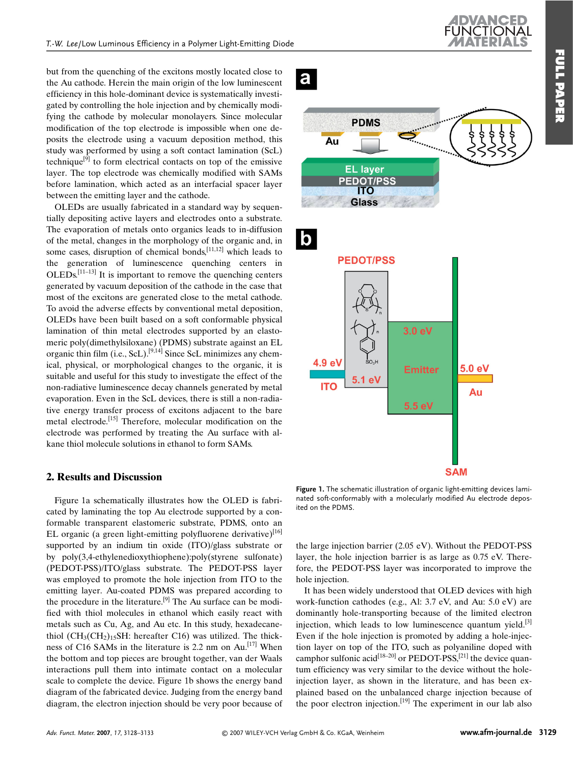but from the quenching of the excitons mostly located close to the Au cathode. Herein the main origin of the low luminescent efficiency in this hole-dominant device is systematically investigated by controlling the hole injection and by chemically modifying the cathode by molecular monolayers. Since molecular modification of the top electrode is impossible when one deposits the electrode using a vacuum deposition method, this study was performed by using a soft contact lamination (ScL) technique[9] to form electrical contacts on top of the emissive layer. The top electrode was chemically modified with SAMs before lamination, which acted as an interfacial spacer layer between the emitting layer and the cathode.

OLEDs are usually fabricated in a standard way by sequentially depositing active layers and electrodes onto a substrate. The evaporation of metals onto organics leads to in-diffusion of the metal, changes in the morphology of the organic and, in some cases, disruption of chemical bonds,[11,12] which leads to the generation of luminescence quenching centers in OLEDs.[11–13] It is important to remove the quenching centers generated by vacuum deposition of the cathode in the case that most of the excitons are generated close to the metal cathode. To avoid the adverse effects by conventional metal deposition, OLEDs have been built based on a soft conformable physical lamination of thin metal electrodes supported by an elastomeric poly(dimethylsiloxane) (PDMS) substrate against an EL organic thin film (i.e., ScL).[9,14] Since ScL minimizes any chemical, physical, or morphological changes to the organic, it is suitable and useful for this study to investigate the effect of the non-radiative luminescence decay channels generated by metal evaporation. Even in the ScL devices, there is still a non-radiative energy transfer process of excitons adjacent to the bare metal electrode.[15] Therefore, molecular modification on the electrode was performed by treating the Au surface with alkane thiol molecule solutions in ethanol to form SAMs.

## 2. Results and Discussion

Figure 1a schematically illustrates how the OLED is fabricated by laminating the top Au electrode supported by a conformable transparent elastomeric substrate, PDMS, onto an EL organic (a green light-emitting polyfluorene derivative)[16] supported by an indium tin oxide (ITO)/glass substrate or by poly(3,4-ethylenedioxythiophene):poly(styrene sulfonate) (PEDOT-PSS)/ITO/glass substrate. The PEDOT-PSS layer was employed to promote the hole injection from ITO to the emitting layer. Au-coated PDMS was prepared according to the procedure in the literature.[9] The Au surface can be modified with thiol molecules in ethanol which easily react with metals such as Cu, Ag, and Au etc. In this study, hexadecanethiol ($CH_3(CH_2)_{15}SH$: hereafter C16) was utilized. The thickness of C16 SAMs in the literature is 2.2 nm on Au.[17] When the bottom and top pieces are brought together, van der Waals interactions pull them into intimate contact on a molecular scale to complete the device. Figure 1b shows the energy band diagram of the fabricated device. Judging from the energy band diagram, the electron injection should be very poor because of the large injection barrier (2.05 eV). Without the PEDOT-PSS layer, the hole injection barrier is as large as 0.75 eV. Therefore, the PEDOT-PSS layer was incorporated to improve the hole injection.

Figure 1. The schematic illustration of organic light-emitting devices laminated soft-conformably with a molecularly modified Au electrode deposited on the PDMS.

It has been widely understood that OLED devices with high work-function cathodes (e.g., Al: 3.7 eV, and Au: 5.0 eV) are dominantly hole-transporting because of the limited electron injection, which leads to low luminescence quantum yield.[3] Even if the hole injection is promoted by adding a hole-injection layer on top of the ITO, such as polyaniline doped with camphor sulfonic acid[18–20] or PEDOT-PSS,[21] the device quantum efficiency was very similar to the device without the hole-injection layer, as shown in the literature, and has been explained based on the unbalanced charge injection because of the poor electron injection.[19] The experiment in our lab also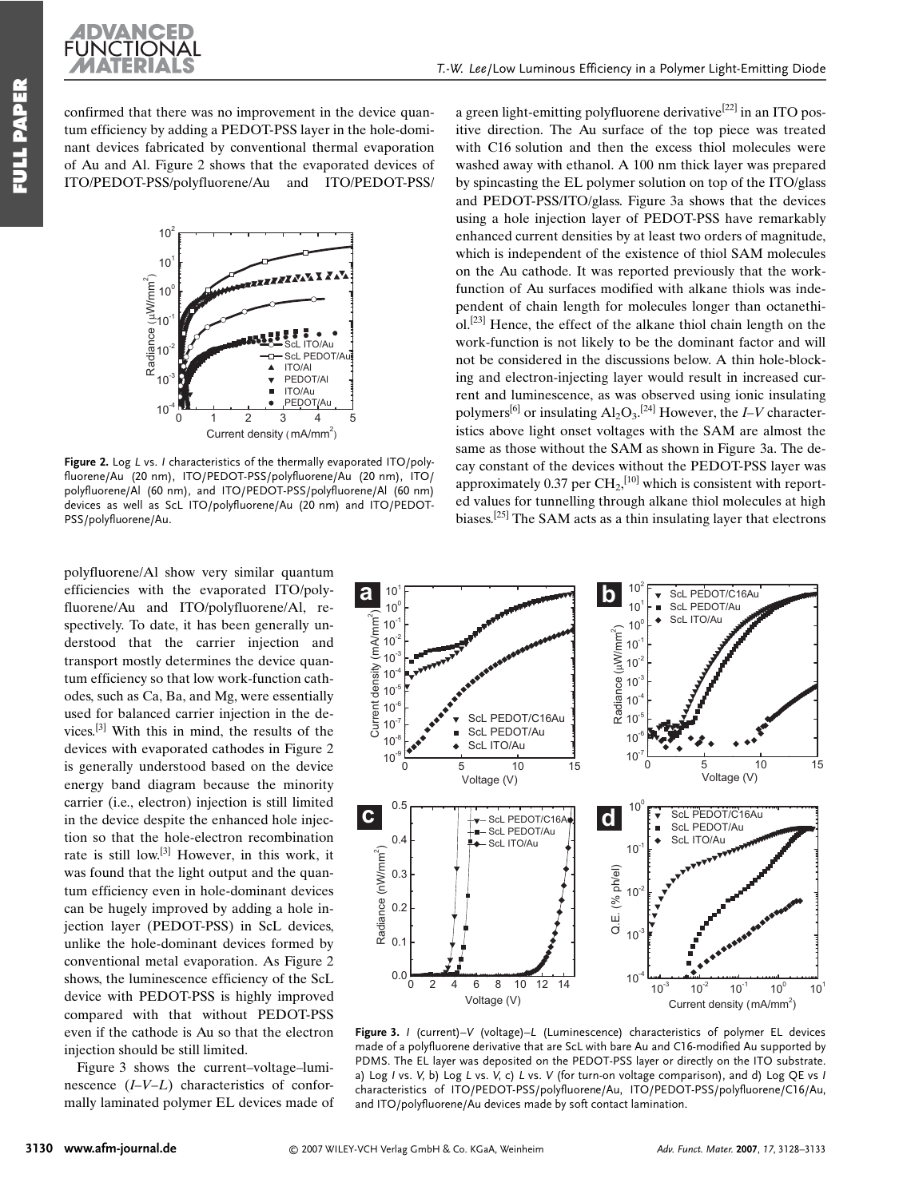confirmed that there was no improvement in the device quantum efficiency by adding a PEDOT-PSS layer in the hole-dominant devices fabricated by conventional thermal evaporation of Au and Al. Figure 2 shows that the evaporated devices of ITO/PEDOT-PSS/polyfluorene/Au and ITO/PEDOT-PSS/polyfluorene/Al show very similar quantum efficiencies with the evaporated ITO/polyfluorene/Au and ITO/polyfluorene/Al, respectively. To date, it has been generally understood that the carrier injection and transport mostly determines the device quantum efficiency so that low work-function cathodes, such as Ca, Ba, and Mg, were essentially used for balanced carrier injection in the devices.[3] With this in mind, the results of the devices with evaporated cathodes in Figure 2 is generally understood based on the device energy band diagram because the minority carrier (i.e., electron) injection is still limited in the device despite the enhanced hole injection so that the hole-electron recombination rate is still low.[3] However, in this work, it was found that the light output and the quantum efficiency even in hole-dominant devices can be hugely improved by adding a hole injection layer (PEDOT-PSS) in ScL devices, unlike the hole-dominant devices formed by conventional metal evaporation. As Figure 2 shows, the luminescence efficiency of the ScL device with PEDOT-PSS is highly improved compared with that without PEDOT-PSS even if the cathode is Au so that the electron injection should be still limited.

**Figure 2.** Log *L* vs. *I* characteristics of the thermally evaporated ITO/polyfluorene/Au (20 nm), ITO/PEDOT-PSS/polyfluorene/Au (20 nm), ITO/polyfluorene/Al (60 nm), and ITO/PEDOT-PSS/polyfluorene/Al (60 nm) devices as well as ScL ITO/polyfluorene/Au (20 nm) and ITO/PEDOT-PSS/polyfluorene/Au.

Figure 3 shows the current–voltage–luminescence (*I–V–L*) characteristics of conformally laminated polymer EL devices made of a green light-emitting polyfluorene derivative[22] in an ITO positive direction. The Au surface of the top piece was treated with C16 solution and then the excess thiol molecules were washed away with ethanol. A 100 nm thick layer was prepared by spincasting the EL polymer solution on top of the ITO/glass and PEDOT-PSS/ITO/glass. Figure 3a shows that the devices using a hole injection layer of PEDOT-PSS have remarkably enhanced current densities by at least two orders of magnitude, which is independent of the existence of thiol SAM molecules on the Au cathode. It was reported previously that the work-function of Au surfaces modified with alkane thiols was independent of chain length for molecules longer than octanethiol.[23] Hence, the effect of the alkane thiol chain length on the work-function is not likely to be the dominant factor and will not be considered in the discussions below. A thin hole-blocking and electron-injecting layer would result in increased current and luminescence, as was observed using ionic insulating polymers[6] or insulating $Al_2O_3$.[24] However, the *I–V* characteristics above light onset voltages with the SAM are almost the same as those without the SAM as shown in Figure 3a. The decay constant of the devices without the PEDOT-PSS layer was approximately 0.37 per $CH_2$,[10] which is consistent with reported values for tunnelling through alkane thiol molecules at high biases.[25] The SAM acts as a thin insulating layer that electrons

**Figure 3.** *I* (current)–*V* (voltage)–*L* (Luminescence) characteristics of polymer EL devices made of a polyfluorene derivative that are ScL with bare Au and C16-modified Au supported by PDMS. The EL layer was deposited on the PEDOT-PSS layer or directly on the ITO substrate. a) Log *I* vs. *V*, b) Log *L* vs. *V*, c) *L* vs. *V* (for turn-on voltage comparison), and d) Log QE vs *I* characteristics of ITO/PEDOT-PSS/polyfluorene/Au, ITO/PEDOT-PSS/polyfluorene/C16/Au, and ITO/polyfluorene/Au devices made by soft contact lamination.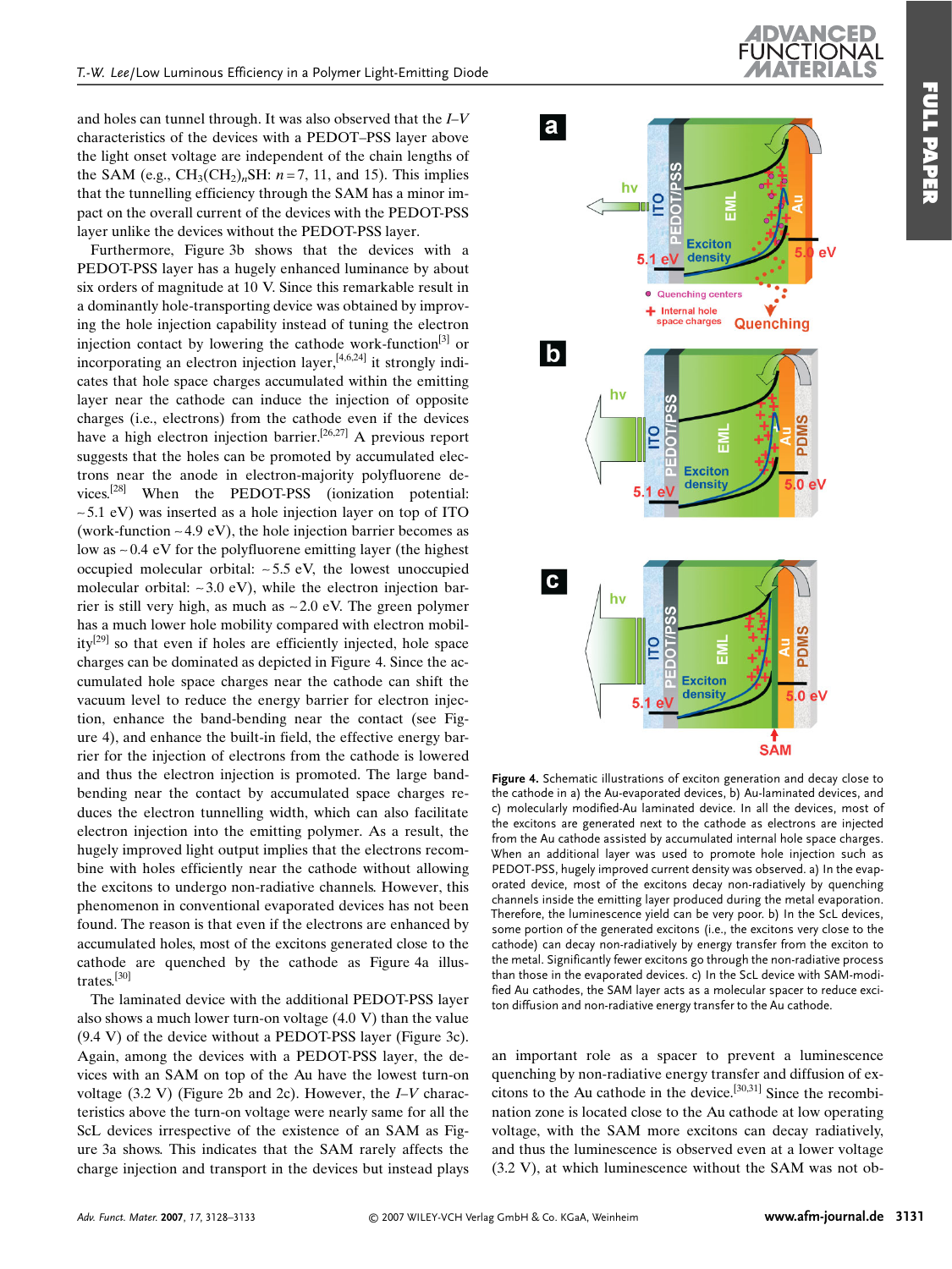and holes can tunnel through. It was also observed that the *I–V* characteristics of the devices with a PEDOT–PSS layer above the light onset voltage are independent of the chain lengths of the SAM (e.g., $CH_3(CH_2)_nSH$: $n = 7$, 11, and 15). This implies that the tunnelling efficiency through the SAM has a minor impact on the overall current of the devices with the PEDOT-PSS layer unlike the devices without the PEDOT-PSS layer.

Furthermore, Figure 3b shows that the devices with a PEDOT-PSS layer has a hugely enhanced luminance by about six orders of magnitude at 10 V. Since this remarkable result in a dominantly hole-transporting device was obtained by improving the hole injection capability instead of tuning the electron injection contact by lowering the cathode work-function[3] or incorporating an electron injection layer,[4,6,24] it strongly indicates that hole space charges accumulated within the emitting layer near the cathode can induce the injection of opposite charges (i.e., electrons) from the cathode even if the devices have a high electron injection barrier.[26,27] A previous report suggests that the holes can be promoted by accumulated electrons near the anode in electron-majority polyfluorene devices.[28] When the PEDOT-PSS (ionization potential: ~5.1 eV) was inserted as a hole injection layer on top of ITO (work-function ~4.9 eV), the hole injection barrier becomes as low as ~0.4 eV for the polyfluorene emitting layer (the highest occupied molecular orbital: ~5.5 eV, the lowest unoccupied molecular orbital: ~3.0 eV), while the electron injection barrier is still very high, as much as ~2.0 eV. The green polymer has a much lower hole mobility compared with electron mobility[29] so that even if holes are efficiently injected, hole space charges can be dominated as depicted in Figure 4. Since the accumulated hole space charges near the cathode can shift the vacuum level to reduce the energy barrier for electron injection, enhance the band-bending near the contact (see Figure 4), and enhance the built-in field, the effective energy barrier for the injection of electrons from the cathode is lowered and thus the electron injection is promoted. The large band-bending near the contact by accumulated space charges reduces the electron tunnelling width, which can also facilitate electron injection into the emitting polymer. As a result, the hugely improved light output implies that the electrons recombine with holes efficiently near the cathode without allowing the excitons to undergo non-radiative channels. However, this phenomenon in conventional evaporated devices has not been found. The reason is that even if the electrons are enhanced by accumulated holes, most of the excitons generated close to the cathode are quenched by the cathode as Figure 4a illustrates.[30]

The laminated device with the additional PEDOT-PSS layer also shows a much lower turn-on voltage (4.0 V) than the value (9.4 V) of the device without a PEDOT-PSS layer (Figure 3c). Again, among the devices with a PEDOT-PSS layer, the devices with an SAM on top of the Au have the lowest turn-on voltage (3.2 V) (Figure 2b and 2c). However, the *I–V* characteristics above the turn-on voltage were nearly same for all the ScL devices irrespective of the existence of an SAM as Figure 3a shows. This indicates that the SAM rarely affects the charge injection and transport in the devices but instead plays an important role as a spacer to prevent a luminescence quenching by non-radiative energy transfer and diffusion of excitons to the Au cathode in the device.[30,31] Since the recombination zone is located close to the Au cathode at low operating voltage, with the SAM more excitons can decay radiatively, and thus the luminescence is observed even at a lower voltage (3.2 V), at which luminescence without the SAM was not ob-

**Figure 4.** Schematic illustrations of exciton generation and decay close to the cathode in a) the Au-evaporated devices, b) Au-laminated devices, and c) molecularly modified-Au laminated device. In all the devices, most of the excitons are generated next to the cathode as electrons are injected from the Au cathode assisted by accumulated internal hole space charges. When an additional layer was used to promote hole injection such as PEDOT-PSS, hugely improved current density was observed. a) In the evaporated device, most of the excitons decay non-radiatively by quenching channels inside the emitting layer produced during the metal evaporation. Therefore, the luminescence yield can be very poor. b) In the ScL devices, some portion of the generated excitons (i.e., the excitons very close to the cathode) can decay non-radiatively by energy transfer from the exciton to the metal. Significantly fewer excitons go through the non-radiative process than those in the evaporated devices. c) In the ScL device with SAM-modified Au cathodes, the SAM layer acts as a molecular spacer to reduce exciton diffusion and non-radiative energy transfer to the Au cathode.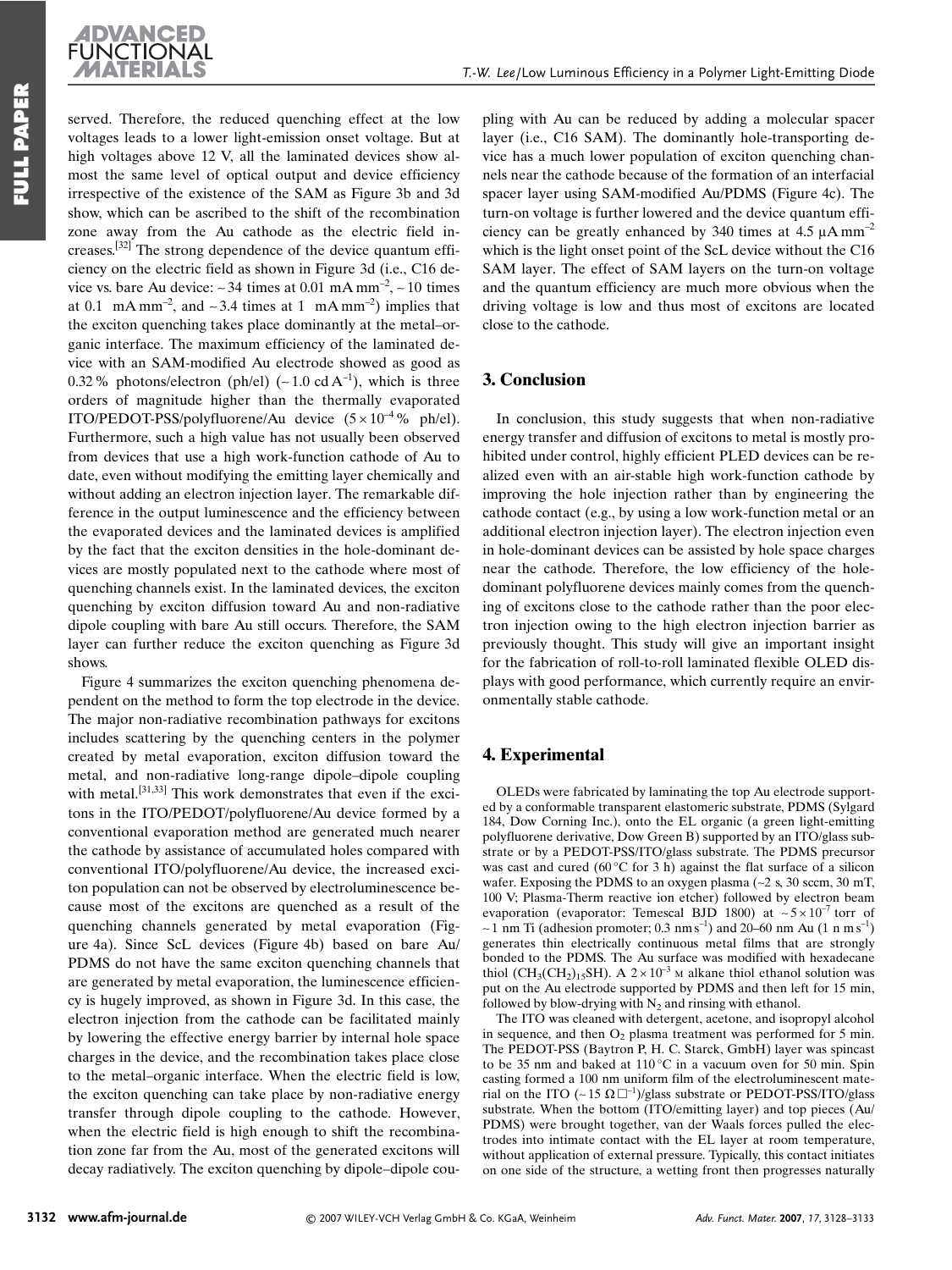served. Therefore, the reduced quenching effect at the low voltages leads to a lower light-emission onset voltage. But at high voltages above 12 V, all the laminated devices show almost the same level of optical output and device efficiency irrespective of the existence of the SAM as Figure 3b and 3d show, which can be ascribed to the shift of the recombination zone away from the Au cathode as the electric field increases.[32] The strong dependence of the device quantum efficiency on the electric field as shown in Figure 3d (i.e., C16 device vs. bare Au device: ~34 times at 0.01 mA mm$^{-2}$, ~10 times at 0.1 mA mm$^{-2}$, and ~3.4 times at 1 mA mm$^{-2}$) implies that the exciton quenching takes place dominantly at the metal–organic interface. The maximum efficiency of the laminated device with an SAM-modified Au electrode showed as good as 0.32 % photons/electron (ph/el) (~1.0 cd A$^{-1}$), which is three orders of magnitude higher than the thermally evaporated ITO/PEDOT-PSS/polyfluorene/Au device ($5\times10^{-4}$ % ph/el). Furthermore, such a high value has not usually been observed from devices that use a high work-function cathode of Au to date, even without modifying the emitting layer chemically and without adding an electron injection layer. The remarkable difference in the output luminescence and the efficiency between the evaporated devices and the laminated devices is amplified by the fact that the exciton densities in the hole-dominant devices are mostly populated next to the cathode where most of quenching channels exist. In the laminated devices, the exciton quenching by exciton diffusion toward Au and non-radiative dipole coupling with bare Au still occurs. Therefore, the SAM layer can further reduce the exciton quenching as Figure 3d shows.

Figure 4 summarizes the exciton quenching phenomena dependent on the method to form the top electrode in the device. The major non-radiative recombination pathways for excitons includes scattering by the quenching centers in the polymer created by metal evaporation, exciton diffusion toward the metal, and non-radiative long-range dipole–dipole coupling with metal.[31,33] This work demonstrates that even if the excitons in the ITO/PEDOT/polyfluorene/Au device formed by a conventional evaporation method are generated much nearer the cathode by assistance of accumulated holes compared with conventional ITO/polyfluorene/Au device, the increased exciton population can not be observed by electroluminescence because most of the excitons are quenched as a result of the quenching channels generated by metal evaporation (Figure 4a). Since ScL devices (Figure 4b) based on bare Au/PDMS do not have the same exciton quenching channels that are generated by metal evaporation, the luminescence efficiency is hugely improved, as shown in Figure 3d. In this case, the electron injection from the cathode can be facilitated mainly by lowering the effective energy barrier by internal hole space charges in the device, and the recombination takes place close to the metal–organic interface. When the electric field is low, the exciton quenching can take place by non-radiative energy transfer through dipole coupling to the cathode. However, when the electric field is high enough to shift the recombination zone far from the Au, most of the generated excitons will decay radiatively. The exciton quenching by dipole–dipole coupling with Au can be reduced by adding a molecular spacer layer (i.e., C16 SAM). The dominantly hole-transporting device has a much lower population of exciton quenching channels near the cathode because of the formation of an interfacial spacer layer using SAM-modified Au/PDMS (Figure 4c). The turn-on voltage is further lowered and the device quantum efficiency can be greatly enhanced by 340 times at 4.5 μA mm$^{-2}$ which is the light onset point of the ScL device without the C16 SAM layer. The effect of SAM layers on the turn-on voltage and the quantum efficiency are much more obvious when the driving voltage is low and thus most of excitons are located close to the cathode.

## 3. Conclusion

In conclusion, this study suggests that when non-radiative energy transfer and diffusion of excitons to metal is mostly prohibited under control, highly efficient PLED devices can be realized even with an air-stable high work-function cathode by improving the hole injection rather than by engineering the cathode contact (e.g., by using a low work-function metal or an additional electron injection layer). The electron injection even in hole-dominant devices can be assisted by hole space charges near the cathode. Therefore, the low efficiency of the hole-dominant polyfluorene devices mainly comes from the quenching of excitons close to the cathode rather than the poor electron injection owing to the high electron injection barrier as previously thought. This study will give an important insight for the fabrication of roll-to-roll laminated flexible OLED displays with good performance, which currently require an environmentally stable cathode.

## 4. Experimental

OLEDs were fabricated by laminating the top Au electrode supported by a conformable transparent elastomeric substrate, PDMS (Sylgard 184, Dow Corning Inc.), onto the EL organic (a green light-emitting polyfluorene derivative, Dow Green B) supported by an ITO/glass substrate or by a PEDOT-PSS/ITO/glass substrate. The PDMS precursor was cast and cured (60 °C for 3 h) against the flat surface of a silicon wafer. Exposing the PDMS to an oxygen plasma (~2 s, 30 sccm, 30 mT, 100 V; Plasma-Therm reactive ion etcher) followed by electron beam evaporation (evaporator: Temescal BJD 1800) at ~$5\times10^{-7}$ torr of ~1 nm Ti (adhesion promoter; 0.3 nm s$^{-1}$) and 20–60 nm Au (1 n m s$^{-1}$) generates thin electrically continuous metal films that are strongly bonded to the PDMS. The Au surface was modified with hexadecane thiol ($CH_3(CH_2)_{15}SH$). A $2\times10^{-3}$ M alkane thiol ethanol solution was put on the Au electrode supported by PDMS and then left for 15 min, followed by blow-drying with $N_2$ and rinsing with ethanol.

The ITO was cleaned with detergent, acetone, and isopropyl alcohol in sequence, and then $O_2$ plasma treatment was performed for 5 min. The PEDOT-PSS (Baytron P, H. C. Starck, GmbH) layer was spincast to be 35 nm and baked at 110 °C in a vacuum oven for 50 min. Spin casting formed a 100 nm uniform film of the electroluminescent material on the ITO (~15 Ω □$^{-1}$)/glass substrate or PEDOT-PSS/ITO/glass substrate. When the bottom (ITO/emitting layer) and top pieces (Au/PDMS) were brought together, van der Waals forces pulled the electrodes into intimate contact with the EL layer at room temperature, without application of external pressure. Typically, this contact initiates on one side of the structure, a wetting front then progresses naturally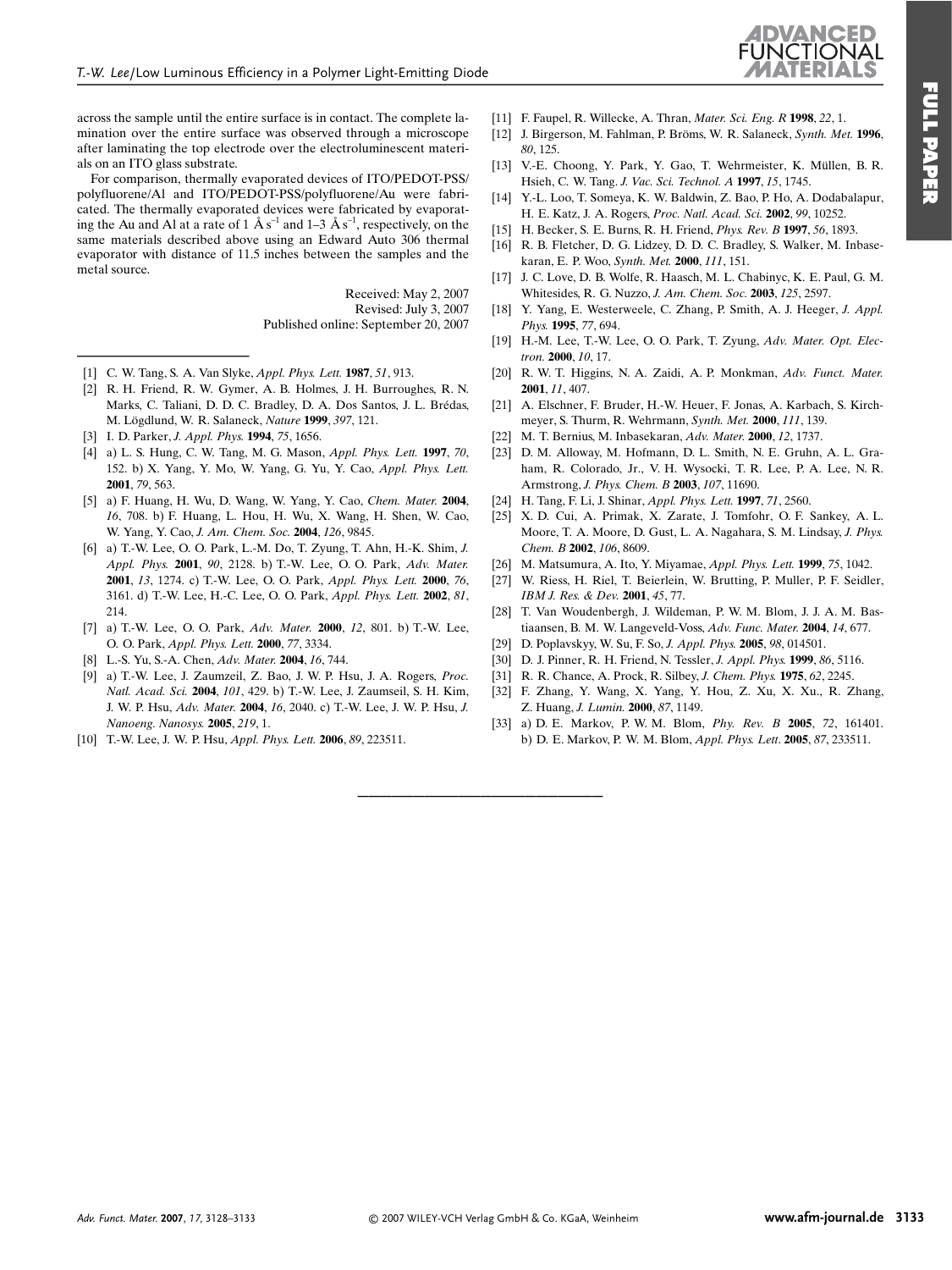across the sample until the entire surface is in contact. The complete lamination over the entire surface was observed through a microscope after laminating the top electrode over the electroluminescent materials on an ITO glass substrate.

For comparison, thermally evaporated devices of ITO/PEDOT-PSS/polyfluorene/Al and ITO/PEDOT-PSS/polyfluorene/Au were fabricated. The thermally evaporated devices were fabricated by evaporating the Au and Al at a rate of 1 Å $s^{-1}$ and 1–3 Å $s^{-1}$, respectively, on the same materials described above using an Edward Auto 306 thermal evaporator with distance of 11.5 inches between the samples and the metal source.

Received: May 2, 2007
Revised: July 3, 2007
Published online: September 20, 2007

---

[1] C. W. Tang, S. A. Van Slyke, *Appl. Phys. Lett.* **1987**, *51*, 913.

[2] R. H. Friend, R. W. Gymer, A. B. Holmes, J. H. Burroughes, R. N. Marks, C. Taliani, D. D. C. Bradley, A. Dos Santos, J. L. Brédas, M. Lögdlund, W. R. Salaneck, *Nature* **1999**, *397*, 121.

[3] I. D. Parker, *J. Appl. Phys.* **1994**, *75*, 1656.

[4] a) L. S. Hung, C. W. Tang, M. G. Mason, *Appl. Phys. Lett.* **1997**, *70*, 152. b) X. Yang, Y. Mo, W. Yang, G. Yu, Y. Cao, *Appl. Phys. Lett.* **2001**, *79*, 563.

[5] a) F. Huang, H. Wu, D. Wang, W. Yang, Y. Cao, *Chem. Mater.* **2004**, *16*, 708. b) F. Huang, L. Hou, H. Wu, X. Wang, H. Shen, W. Cao, W. Yang, Y. Cao, *J. Am. Chem. Soc.* **2004**, *126*, 9845.

[6] a) T.-W. Lee, O. O. Park, L.-M. Do, T. Zyung, T. Ahn, H.-K. Shim, *J. Appl. Phys.* **2001**, *90*, 2128. b) T.-W. Lee, O. O. Park, *Adv. Mater.* **2001**, *13*, 1274. c) T.-W. Lee, O. O. Park, *Appl. Phys. Lett.* **2000**, *76*, 3161. d) T.-W. Lee, H.-C. Lee, O. O. Park, *Appl. Phys. Lett.* **2002**, *81*, 214.

[7] a) T.-W. Lee, O. O. Park, *Adv. Mater.* **2000**, *12*, 801. b) T.-W. Lee, O. O. Park, *Appl. Phys. Lett.* **2000**, *77*, 3334.

[8] L.-S. Yu, S.-A. Chen, *Adv. Mater.* **2004**, *16*, 744.

[9] a) T.-W. Lee, J. Zaumzeil, Z. Bao, J. W. P. Hsu, J. A. Rogers, *Proc. Natl. Acad. Sci.* **2004**, *101*, 429. b) T.-W. Lee, J. Zaumseil, S. H. Kim, J. W. P. Hsu, *Adv. Mater.* **2004**, *16*, 2040. c) T.-W. Lee, J. W. P. Hsu, *J. Nanoeng. Nanosys.* **2005**, *219*, 1.

[10] T.-W. Lee, J. W. P. Hsu, *Appl. Phys. Lett.* **2006**, *89*, 223511.

[11] F. Faupel, R. Willecke, A. Thran, *Mater. Sci. Eng. R* **1998**, *22*, 1.

[12] J. Birgerson, M. Fahlman, P. Bröms, W. R. Salaneck, *Synth. Met.* **1996**, *80*, 125.

[13] V.-E. Choong, Y. Park, Y. Gao, T. Wehrmeister, K. Müllen, B. R. Hsieh, C. W. Tang. *J. Vac. Sci. Technol. A* **1997**, *15*, 1745.

[14] Y.-L. Loo, T. Someya, K. W. Baldwin, Z. Bao, P. Ho, A. Dodabalapur, H. E. Katz, J. A. Rogers, *Proc. Natl. Acad. Sci.* **2002**, *99*, 10252.

[15] H. Becker, S. E. Burns, R. H. Friend, *Phys. Rev. B* **1997**, *56*, 1893.

[16] R. B. Fletcher, D. G. Lidzey, D. D. C. Bradley, S. Walker, M. Inbasekaran, E. P. Woo, *Synth. Met.* **2000**, *111*, 151.

[17] J. C. Love, D. B. Wolfe, R. Haasch, M. L. Chabinyc, K. E. Paul, G. M. Whitesides, R. G. Nuzzo, *J. Am. Chem. Soc.* **2003**, *125*, 2597.

[18] Y. Yang, E. Westerweele, C. Zhang, P. Smith, A. J. Heeger, *J. Appl. Phys.* **1995**, *77*, 694.

[19] H.-M. Lee, T.-W. Lee, O. O. Park, T. Zyung, *Adv. Mater. Opt. Electron.* **2000**, *10*, 17.

[20] R. W. T. Higgins, N. A. Zaidi, A. P. Monkman, *Adv. Funct. Mater.* **2001**, *11*, 407.

[21] A. Elschner, F. Bruder, H.-W. Heuer, F. Jonas, A. Karbach, S. Kirchmeyer, S. Thurm, R. Wehrmann, *Synth. Met.* **2000**, *111*, 139.

[22] M. T. Bernius, M. Inbasekaran, *Adv. Mater.* **2000**, *12*, 1737.

[23] D. M. Alloway, M. Hofmann, D. L. Smith, N. E. Gruhn, A. L. Graham, R. Colorado, Jr., V. H. Wysocki, T. R. Lee, P. A. Lee, N. R. Armstrong, *J. Phys. Chem. B* **2003**, *107*, 11690.

[24] H. Tang, F. Li, J. Shinar, *Appl. Phys. Lett.* **1997**, *71*, 2560.

[25] X. D. Cui, A. Primak, X. Zarate, J. Tomfohr, O. F. Sankey, A. L. Moore, T. A. Moore, D. Gust, L. A. Nagahara, S. M. Lindsay, *J. Phys. Chem. B* **2002**, *106*, 8609.

[26] M. Matsumura, A. Ito, Y. Miyamae, *Appl. Phys. Lett.* **1999**, *75*, 1042.

[27] W. Riess, H. Riel, T. Beierlein, W. Brutting, P. Muller, P. F. Seidler, *IBM J. Res. & Dev.* **2001**, *45*, 77.

[28] T. Van Woudenbergh, J. Wildeman, P. W. M. Blom, J. J. A. M. Bastiaansen, B. M. W. Langeveld-Voss, *Adv. Func. Mater.* **2004**, *14*, 677.

[29] D. Poplavskyy, W. Su, F. So, *J. Appl. Phys.* **2005**, *98*, 014501.

[30] D. J. Pinner, R. H. Friend, N. Tessler, *J. Appl. Phys.* **1999**, *86*, 5116.

[31] R. R. Chance, A. Prock, R. Silbey, *J. Chem. Phys.* **1975**, *62*, 2245.

[32] F. Zhang, Y. Wang, X. Yang, Y. Hou, Z. Xu, X. Xu., R. Zhang, Z. Huang, *J. Lumin.* **2000**, *87*, 1149.

[33] a) D. E. Markov, P. W. M. Blom, *Phy. Rev. B* **2005**, *72*, 161401. b) D. E. Markov, P. W. M. Blom, *Appl. Phys. Lett*. **2005**, *87*, 233511.